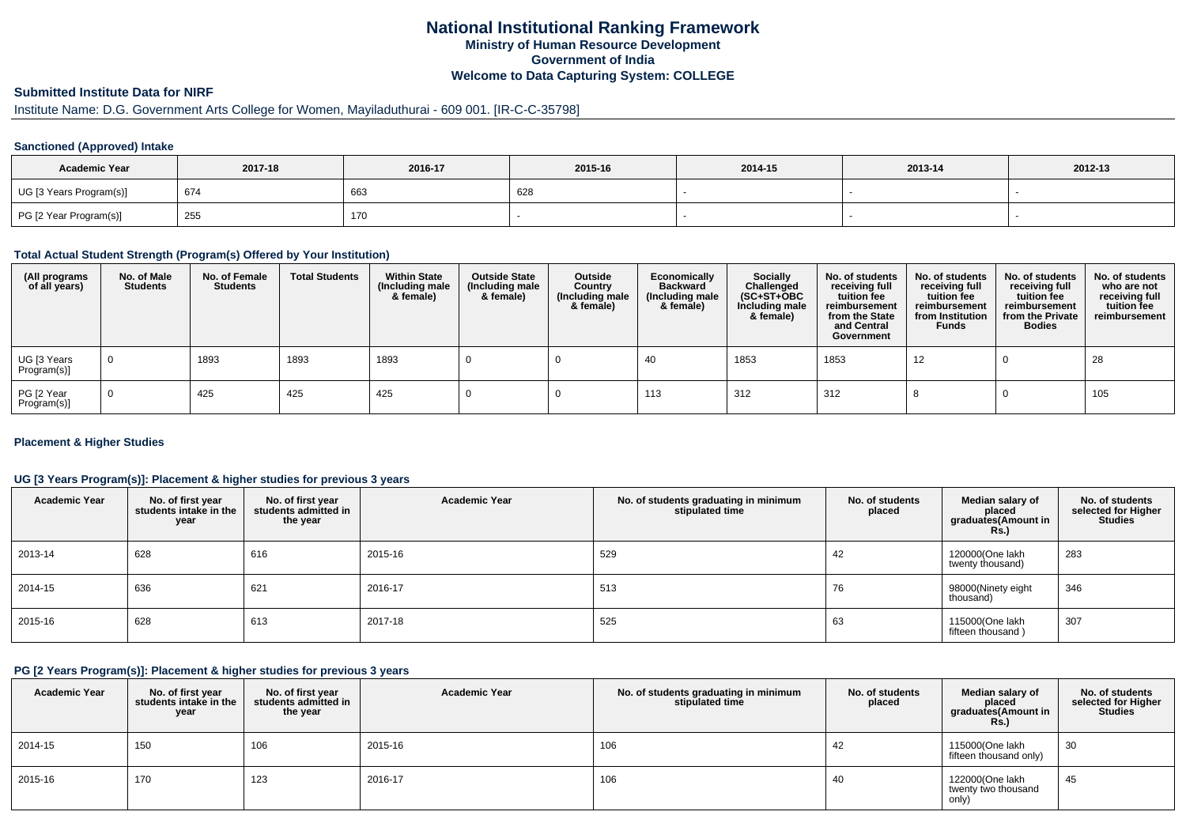# National Institutional Ranking Framework

**Ministry of Human Resource Development**

**Government of India**

**Welcome to Data Capturing System: COLLEGE**

## Submitted Institute Data for NIRF

Institute Name: D.G. Government Arts College for Women, Mayiladuthurai - 609 001. [IR-C-C-35798]

### Sanctioned (Approved) Intake

| Academic Year | 2017-18 | 2016-17 | 2015-16 | 2014-15 | 2013-14 | 2012-13 |
|---|---|---|---|---|---|---|
| UG [3 Years Program(s)] | 674 | 663 | 628 | - | - | - |
| PG [2 Year Program(s)] | 255 | 170 | - | - | - | - |

### Total Actual Student Strength (Program(s) Offered by Your Institution)

| (All programs of all years) | No. of Male Students | No. of Female Students | Total Students | Within State (Including male & female) | Outside State (Including male & female) | Outside Country (Including male & female) | Economically Backward (Including male & female) | Socially Challenged (SC+ST+OBC Including male & female) | No. of students receiving full tuition fee reimbursement from the State and Central Government | No. of students receiving full tuition fee reimbursement from Institution Funds | No. of students receiving full tuition fee reimbursement from the Private Bodies | No. of students who are not receiving full tuition fee reimbursement |
|---|---|---|---|---|---|---|---|---|---|---|---|---|
| UG [3 Years Program(s)] | 0 | 1893 | 1893 | 1893 | 0 | 0 | 40 | 1853 | 1853 | 12 | 0 | 28 |
| PG [2 Year Program(s)] | 0 | 425 | 425 | 425 | 0 | 0 | 113 | 312 | 312 | 8 | 0 | 105 |

### Placement & Higher Studies

#### UG [3 Years Program(s)]: Placement & higher studies for previous 3 years

| Academic Year | No. of first year students intake in the year | No. of first year students admitted in the year | Academic Year | No. of students graduating in minimum stipulated time | No. of students placed | Median salary of placed graduates(Amount in Rs.) | No. of students selected for Higher Studies |
|---|---|---|---|---|---|---|---|
| 2013-14 | 628 | 616 | 2015-16 | 529 | 42 | 120000(One lakh twenty thousand) | 283 |
| 2014-15 | 636 | 621 | 2016-17 | 513 | 76 | 98000(Ninety eight thousand) | 346 |
| 2015-16 | 628 | 613 | 2017-18 | 525 | 63 | 115000(One lakh fifteen thousand ) | 307 |

#### PG [2 Years Program(s)]: Placement & higher studies for previous 3 years

| Academic Year | No. of first year students intake in the year | No. of first year students admitted in the year | Academic Year | No. of students graduating in minimum stipulated time | No. of students placed | Median salary of placed graduates(Amount in Rs.) | No. of students selected for Higher Studies |
|---|---|---|---|---|---|---|---|
| 2014-15 | 150 | 106 | 2015-16 | 106 | 42 | 115000(One lakh fifteen thousand only) | 30 |
| 2015-16 | 170 | 123 | 2016-17 | 106 | 40 | 122000(One lakh twenty two thousand only) | 45 |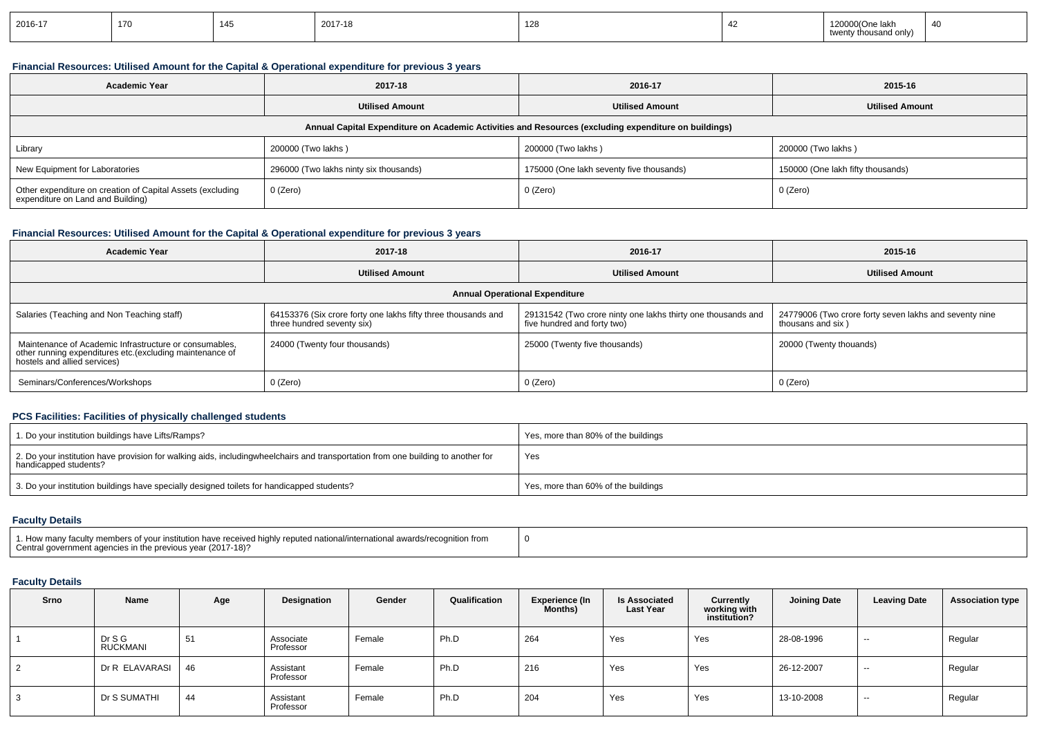| 2016-17 | 170 | 145 | 2017-18 | 128 | 42 | 120000(One lakh twenty thousand only) | 40 |
|---|---|---|---|---|---|---|---|

### Financial Resources: Utilised Amount for the Capital & Operational expenditure for previous 3 years

| Academic Year | 2017-18 | 2016-17 | 2015-16 |
|---|---|---|---|
| | Utilised Amount | Utilised Amount | Utilised Amount |
| Annual Capital Expenditure on Academic Activities and Resources (excluding expenditure on buildings) | | | |
| Library | 200000 (Two lakhs ) | 200000 (Two lakhs ) | 200000 (Two lakhs ) |
| New Equipment for Laboratories | 296000 (Two lakhs ninty six thousands) | 175000 (One lakh seventy five thousands) | 150000 (One lakh fifty thousands) |
| Other expenditure on creation of Capital Assets (excluding expenditure on Land and Building) | 0 (Zero) | 0 (Zero) | 0 (Zero) |

### Financial Resources: Utilised Amount for the Capital & Operational expenditure for previous 3 years

| Academic Year | 2017-18 | 2016-17 | 2015-16 |
|---|---|---|---|
| | Utilised Amount | Utilised Amount | Utilised Amount |
| Annual Operational Expenditure | | | |
| Salaries (Teaching and Non Teaching staff) | 64153376 (Six crore forty one lakhs fifty three thousands and three hundred seventy six) | 29131542 (Two crore ninty one lakhs thirty one thousands and five hundred and forty two) | 24779006 (Two crore forty seven lakhs and seventy nine thousans and six ) |
| Maintenance of Academic Infrastructure or consumables, other running expenditures etc.(excluding maintenance of hostels and allied services) | 24000 (Twenty four thousands) | 25000 (Twenty five thousands) | 20000 (Twenty thouands) |
| Seminars/Conferences/Workshops | 0 (Zero) | 0 (Zero) | 0 (Zero) |

### PCS Facilities: Facilities of physically challenged students

| | |
|---|---|
| 1. Do your institution buildings have Lifts/Ramps? | Yes, more than 80% of the buildings |
| 2. Do your institution have provision for walking aids, includingwheelchairs and transportation from one building to another for handicapped students? | Yes |
| 3. Do your institution buildings have specially designed toilets for handicapped students? | Yes, more than 60% of the buildings |

### Faculty Details

| | |
|---|---|
| 1. How many faculty members of your institution have received highly reputed national/international awards/recognition from Central government agencies in the previous year (2017-18)? | 0 |

### Faculty Details

| Srno | Name | Age | Designation | Gender | Qualification | Experience (In Months) | Is Associated Last Year | Currently working with institution? | Joining Date | Leaving Date | Association type |
|---|---|---|---|---|---|---|---|---|---|---|---|
| 1 | Dr S G RUCKMANI | 51 | Associate Professor | Female | Ph.D | 264 | Yes | Yes | 28-08-1996 | -- | Regular |
| 2 | Dr R ELAVARASI | 46 | Assistant Professor | Female | Ph.D | 216 | Yes | Yes | 26-12-2007 | -- | Regular |
| 3 | Dr S SUMATHI | 44 | Assistant Professor | Female | Ph.D | 204 | Yes | Yes | 13-10-2008 | -- | Regular |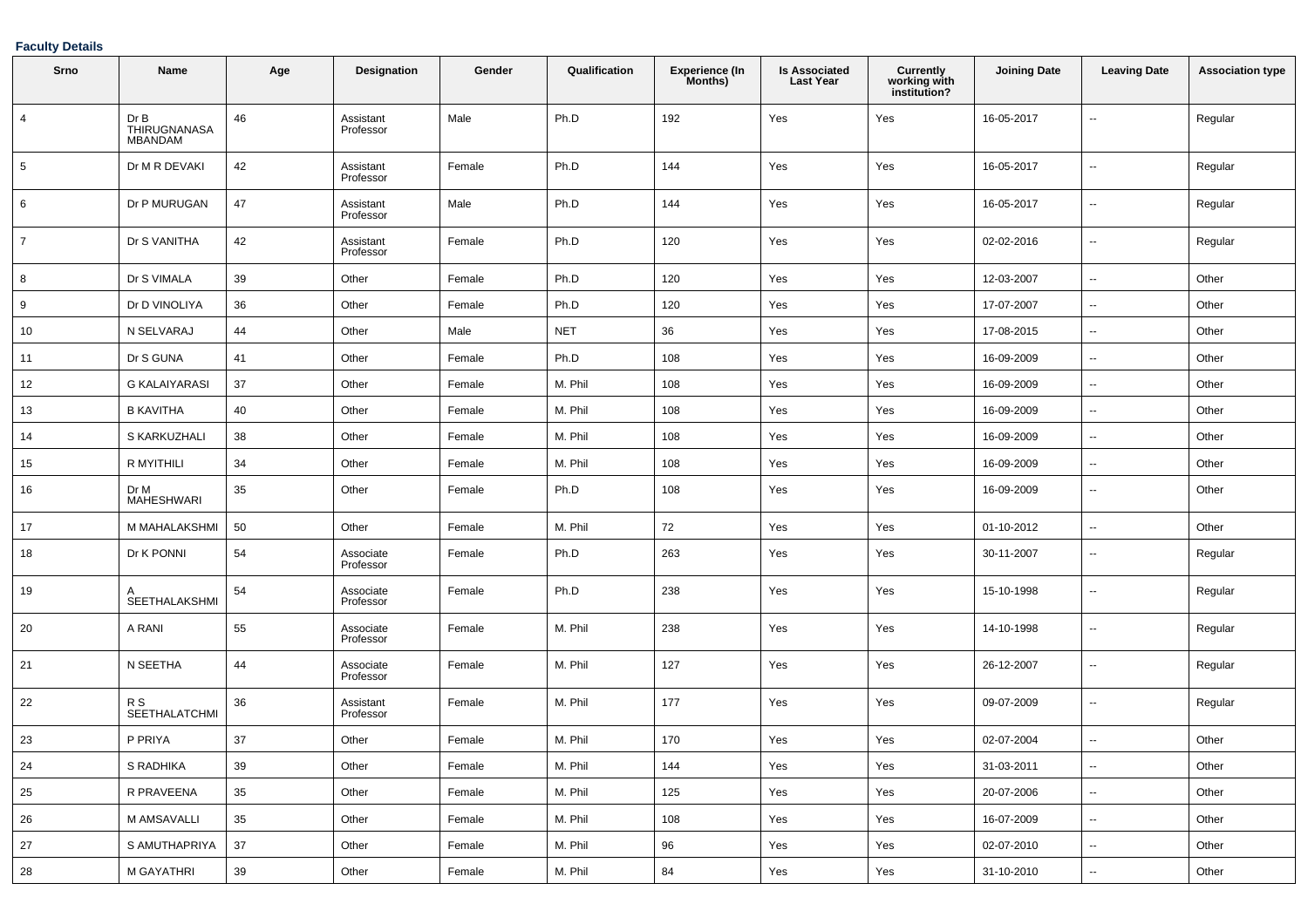**Faculty Details**

| Srno | Name | Age | Designation | Gender | Qualification | Experience (In Months) | Is Associated Last Year | Currently working with institution? | Joining Date | Leaving Date | Association type |
|---|---|---|---|---|---|---|---|---|---|---|---|
| 4 | Dr B THIRUGNANASA MBANDAM | 46 | Assistant Professor | Male | Ph.D | 192 | Yes | Yes | 16-05-2017 | -- | Regular |
| 5 | Dr M R DEVAKI | 42 | Assistant Professor | Female | Ph.D | 144 | Yes | Yes | 16-05-2017 | -- | Regular |
| 6 | Dr P MURUGAN | 47 | Assistant Professor | Male | Ph.D | 144 | Yes | Yes | 16-05-2017 | -- | Regular |
| 7 | Dr S VANITHA | 42 | Assistant Professor | Female | Ph.D | 120 | Yes | Yes | 02-02-2016 | -- | Regular |
| 8 | Dr S VIMALA | 39 | Other | Female | Ph.D | 120 | Yes | Yes | 12-03-2007 | -- | Other |
| 9 | Dr D VINOLIYA | 36 | Other | Female | Ph.D | 120 | Yes | Yes | 17-07-2007 | -- | Other |
| 10 | N SELVARAJ | 44 | Other | Male | NET | 36 | Yes | Yes | 17-08-2015 | -- | Other |
| 11 | Dr S GUNA | 41 | Other | Female | Ph.D | 108 | Yes | Yes | 16-09-2009 | -- | Other |
| 12 | G KALAIYARASI | 37 | Other | Female | M. Phil | 108 | Yes | Yes | 16-09-2009 | -- | Other |
| 13 | B KAVITHA | 40 | Other | Female | M. Phil | 108 | Yes | Yes | 16-09-2009 | -- | Other |
| 14 | S KARKUZHALI | 38 | Other | Female | M. Phil | 108 | Yes | Yes | 16-09-2009 | -- | Other |
| 15 | R MYITHILI | 34 | Other | Female | M. Phil | 108 | Yes | Yes | 16-09-2009 | -- | Other |
| 16 | Dr M MAHESHWARI | 35 | Other | Female | Ph.D | 108 | Yes | Yes | 16-09-2009 | -- | Other |
| 17 | M MAHALAKSHMI | 50 | Other | Female | M. Phil | 72 | Yes | Yes | 01-10-2012 | -- | Other |
| 18 | Dr K PONNI | 54 | Associate Professor | Female | Ph.D | 263 | Yes | Yes | 30-11-2007 | -- | Regular |
| 19 | A SEETHALAKSHMI | 54 | Associate Professor | Female | Ph.D | 238 | Yes | Yes | 15-10-1998 | -- | Regular |
| 20 | A RANI | 55 | Associate Professor | Female | M. Phil | 238 | Yes | Yes | 14-10-1998 | -- | Regular |
| 21 | N SEETHA | 44 | Associate Professor | Female | M. Phil | 127 | Yes | Yes | 26-12-2007 | -- | Regular |
| 22 | R S SEETHALATCHMI | 36 | Assistant Professor | Female | M. Phil | 177 | Yes | Yes | 09-07-2009 | -- | Regular |
| 23 | P PRIYA | 37 | Other | Female | M. Phil | 170 | Yes | Yes | 02-07-2004 | -- | Other |
| 24 | S RADHIKA | 39 | Other | Female | M. Phil | 144 | Yes | Yes | 31-03-2011 | -- | Other |
| 25 | R PRAVEENA | 35 | Other | Female | M. Phil | 125 | Yes | Yes | 20-07-2006 | -- | Other |
| 26 | M AMSAVALLI | 35 | Other | Female | M. Phil | 108 | Yes | Yes | 16-07-2009 | -- | Other |
| 27 | S AMUTHAPRIYA | 37 | Other | Female | M. Phil | 96 | Yes | Yes | 02-07-2010 | -- | Other |
| 28 | M GAYATHRI | 39 | Other | Female | M. Phil | 84 | Yes | Yes | 31-10-2010 | -- | Other |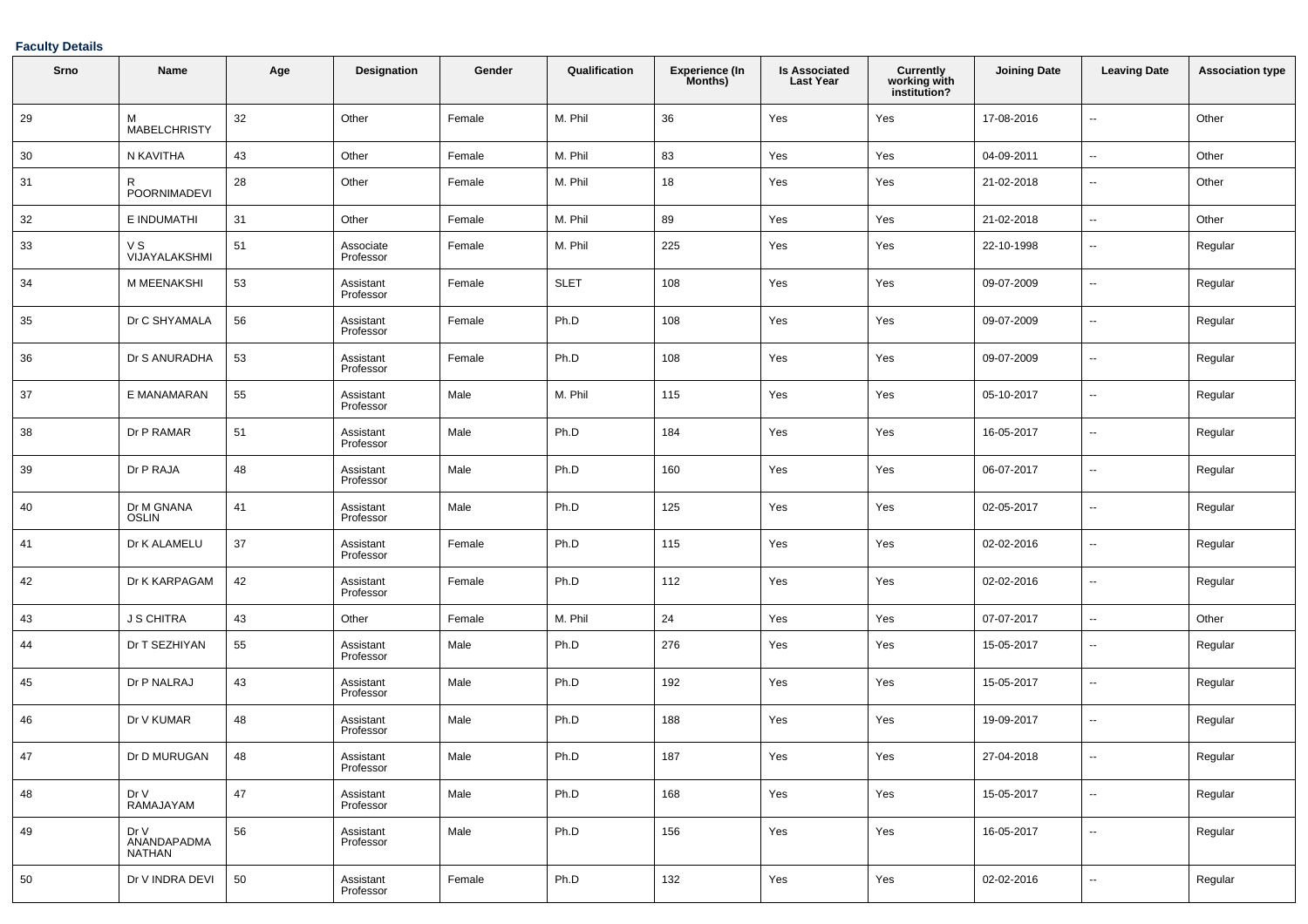**Faculty Details**

| Srno | Name | Age | Designation | Gender | Qualification | Experience (In Months) | Is Associated Last Year | Currently working with institution? | Joining Date | Leaving Date | Association type |
|---|---|---|---|---|---|---|---|---|---|---|---|
| 29 | M MABELCHRISTY | 32 | Other | Female | M. Phil | 36 | Yes | Yes | 17-08-2016 | -- | Other |
| 30 | N KAVITHA | 43 | Other | Female | M. Phil | 83 | Yes | Yes | 04-09-2011 | -- | Other |
| 31 | R POORNIMADEVI | 28 | Other | Female | M. Phil | 18 | Yes | Yes | 21-02-2018 | -- | Other |
| 32 | E INDUMATHI | 31 | Other | Female | M. Phil | 89 | Yes | Yes | 21-02-2018 | -- | Other |
| 33 | V S VIJAYALAKSHMI | 51 | Associate Professor | Female | M. Phil | 225 | Yes | Yes | 22-10-1998 | -- | Regular |
| 34 | M MEENAKSHI | 53 | Assistant Professor | Female | SLET | 108 | Yes | Yes | 09-07-2009 | -- | Regular |
| 35 | Dr C SHYAMALA | 56 | Assistant Professor | Female | Ph.D | 108 | Yes | Yes | 09-07-2009 | -- | Regular |
| 36 | Dr S ANURADHA | 53 | Assistant Professor | Female | Ph.D | 108 | Yes | Yes | 09-07-2009 | -- | Regular |
| 37 | E MANAMARAN | 55 | Assistant Professor | Male | M. Phil | 115 | Yes | Yes | 05-10-2017 | -- | Regular |
| 38 | Dr P RAMAR | 51 | Assistant Professor | Male | Ph.D | 184 | Yes | Yes | 16-05-2017 | -- | Regular |
| 39 | Dr P RAJA | 48 | Assistant Professor | Male | Ph.D | 160 | Yes | Yes | 06-07-2017 | -- | Regular |
| 40 | Dr M GNANA OSLIN | 41 | Assistant Professor | Male | Ph.D | 125 | Yes | Yes | 02-05-2017 | -- | Regular |
| 41 | Dr K ALAMELU | 37 | Assistant Professor | Female | Ph.D | 115 | Yes | Yes | 02-02-2016 | -- | Regular |
| 42 | Dr K KARPAGAM | 42 | Assistant Professor | Female | Ph.D | 112 | Yes | Yes | 02-02-2016 | -- | Regular |
| 43 | J S CHITRA | 43 | Other | Female | M. Phil | 24 | Yes | Yes | 07-07-2017 | -- | Other |
| 44 | Dr T SEZHIYAN | 55 | Assistant Professor | Male | Ph.D | 276 | Yes | Yes | 15-05-2017 | -- | Regular |
| 45 | Dr P NALRAJ | 43 | Assistant Professor | Male | Ph.D | 192 | Yes | Yes | 15-05-2017 | -- | Regular |
| 46 | Dr V KUMAR | 48 | Assistant Professor | Male | Ph.D | 188 | Yes | Yes | 19-09-2017 | -- | Regular |
| 47 | Dr D MURUGAN | 48 | Assistant Professor | Male | Ph.D | 187 | Yes | Yes | 27-04-2018 | -- | Regular |
| 48 | Dr V RAMAJAYAM | 47 | Assistant Professor | Male | Ph.D | 168 | Yes | Yes | 15-05-2017 | -- | Regular |
| 49 | Dr V ANANDAPADMA NATHAN | 56 | Assistant Professor | Male | Ph.D | 156 | Yes | Yes | 16-05-2017 | -- | Regular |
| 50 | Dr V INDRA DEVI | 50 | Assistant Professor | Female | Ph.D | 132 | Yes | Yes | 02-02-2016 | -- | Regular |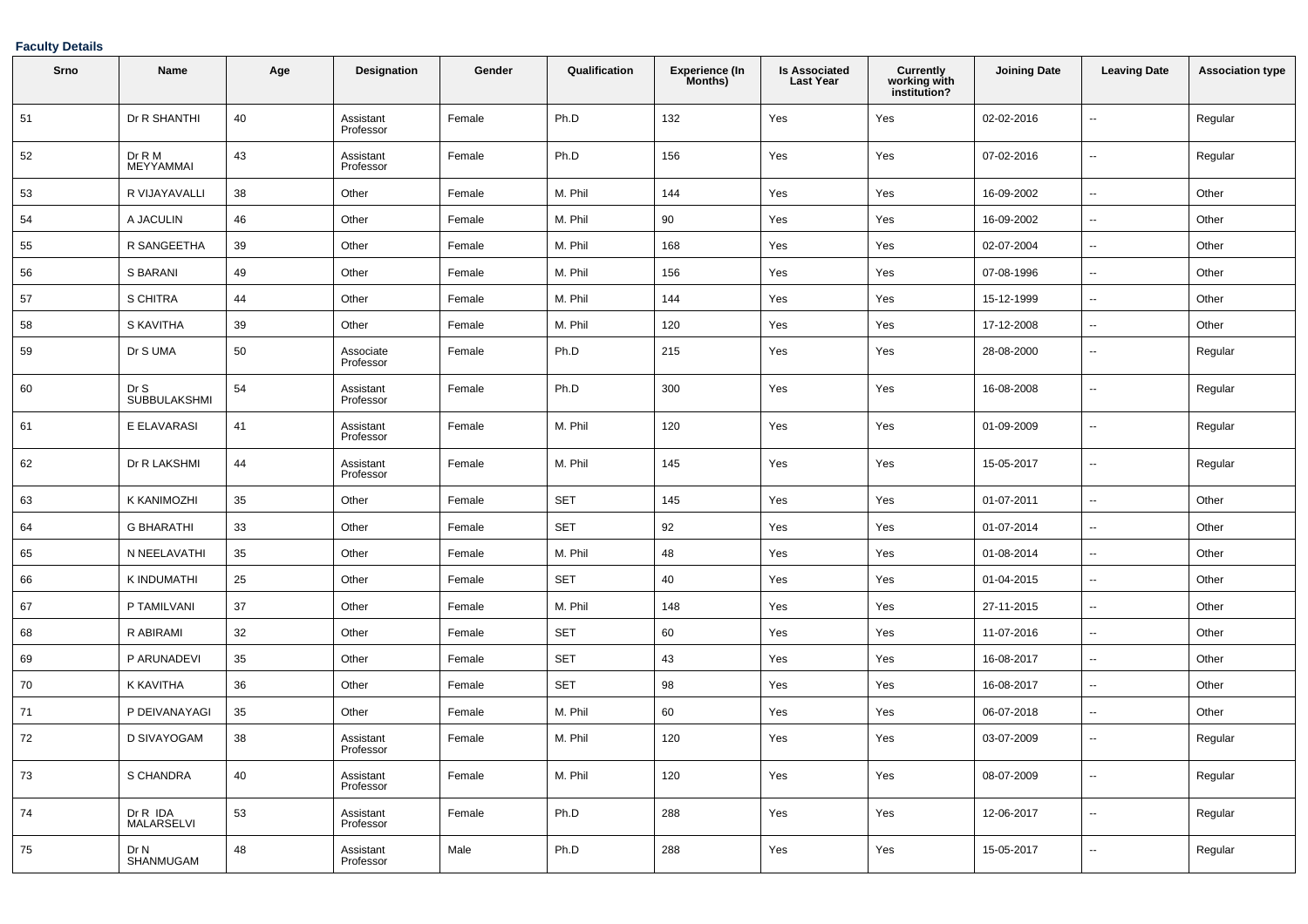**Faculty Details**

| Srno | Name | Age | Designation | Gender | Qualification | Experience (In Months) | Is Associated Last Year | Currently working with institution? | Joining Date | Leaving Date | Association type |
|---|---|---|---|---|---|---|---|---|---|---|---|
| 51 | Dr R SHANTHI | 40 | Assistant Professor | Female | Ph.D | 132 | Yes | Yes | 02-02-2016 | -- | Regular |
| 52 | Dr R M MEYYAMMAI | 43 | Assistant Professor | Female | Ph.D | 156 | Yes | Yes | 07-02-2016 | -- | Regular |
| 53 | R VIJAYAVALLI | 38 | Other | Female | M. Phil | 144 | Yes | Yes | 16-09-2002 | -- | Other |
| 54 | A JACULIN | 46 | Other | Female | M. Phil | 90 | Yes | Yes | 16-09-2002 | -- | Other |
| 55 | R SANGEETHA | 39 | Other | Female | M. Phil | 168 | Yes | Yes | 02-07-2004 | -- | Other |
| 56 | S BARANI | 49 | Other | Female | M. Phil | 156 | Yes | Yes | 07-08-1996 | -- | Other |
| 57 | S CHITRA | 44 | Other | Female | M. Phil | 144 | Yes | Yes | 15-12-1999 | -- | Other |
| 58 | S KAVITHA | 39 | Other | Female | M. Phil | 120 | Yes | Yes | 17-12-2008 | -- | Other |
| 59 | Dr S UMA | 50 | Associate Professor | Female | Ph.D | 215 | Yes | Yes | 28-08-2000 | -- | Regular |
| 60 | Dr S SUBBULAKSHMI | 54 | Assistant Professor | Female | Ph.D | 300 | Yes | Yes | 16-08-2008 | -- | Regular |
| 61 | E ELAVARASI | 41 | Assistant Professor | Female | M. Phil | 120 | Yes | Yes | 01-09-2009 | -- | Regular |
| 62 | Dr R LAKSHMI | 44 | Assistant Professor | Female | M. Phil | 145 | Yes | Yes | 15-05-2017 | -- | Regular |
| 63 | K KANIMOZHI | 35 | Other | Female | SET | 145 | Yes | Yes | 01-07-2011 | -- | Other |
| 64 | G BHARATHI | 33 | Other | Female | SET | 92 | Yes | Yes | 01-07-2014 | -- | Other |
| 65 | N NEELAVATHI | 35 | Other | Female | M. Phil | 48 | Yes | Yes | 01-08-2014 | -- | Other |
| 66 | K INDUMATHI | 25 | Other | Female | SET | 40 | Yes | Yes | 01-04-2015 | -- | Other |
| 67 | P TAMILVANI | 37 | Other | Female | M. Phil | 148 | Yes | Yes | 27-11-2015 | -- | Other |
| 68 | R ABIRAMI | 32 | Other | Female | SET | 60 | Yes | Yes | 11-07-2016 | -- | Other |
| 69 | P ARUNADEVI | 35 | Other | Female | SET | 43 | Yes | Yes | 16-08-2017 | -- | Other |
| 70 | K KAVITHA | 36 | Other | Female | SET | 98 | Yes | Yes | 16-08-2017 | -- | Other |
| 71 | P DEIVANAYAGI | 35 | Other | Female | M. Phil | 60 | Yes | Yes | 06-07-2018 | -- | Other |
| 72 | D SIVAYOGAM | 38 | Assistant Professor | Female | M. Phil | 120 | Yes | Yes | 03-07-2009 | -- | Regular |
| 73 | S CHANDRA | 40 | Assistant Professor | Female | M. Phil | 120 | Yes | Yes | 08-07-2009 | -- | Regular |
| 74 | Dr R IDA MALARSELVI | 53 | Assistant Professor | Female | Ph.D | 288 | Yes | Yes | 12-06-2017 | -- | Regular |
| 75 | Dr N SHANMUGAM | 48 | Assistant Professor | Male | Ph.D | 288 | Yes | Yes | 15-05-2017 | -- | Regular |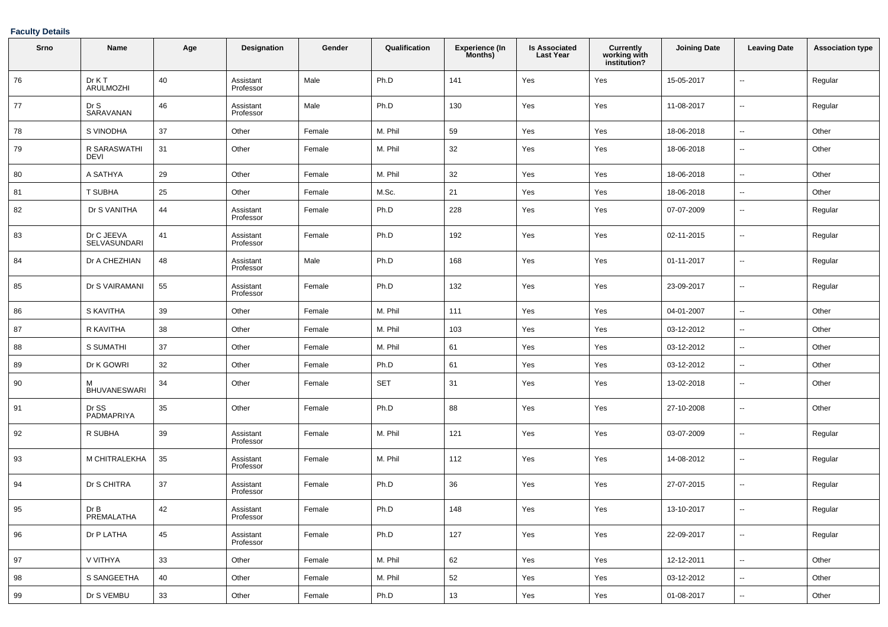**Faculty Details**

| Srno | Name | Age | Designation | Gender | Qualification | Experience (In Months) | Is Associated Last Year | Currently working with institution? | Joining Date | Leaving Date | Association type |
|---|---|---|---|---|---|---|---|---|---|---|---|
| 76 | Dr K T ARULMOZHI | 40 | Assistant Professor | Male | Ph.D | 141 | Yes | Yes | 15-05-2017 | -- | Regular |
| 77 | Dr S SARAVANAN | 46 | Assistant Professor | Male | Ph.D | 130 | Yes | Yes | 11-08-2017 | -- | Regular |
| 78 | S VINODHA | 37 | Other | Female | M. Phil | 59 | Yes | Yes | 18-06-2018 | -- | Other |
| 79 | R SARASWATHI DEVI | 31 | Other | Female | M. Phil | 32 | Yes | Yes | 18-06-2018 | -- | Other |
| 80 | A SATHYA | 29 | Other | Female | M. Phil | 32 | Yes | Yes | 18-06-2018 | -- | Other |
| 81 | T SUBHA | 25 | Other | Female | M.Sc. | 21 | Yes | Yes | 18-06-2018 | -- | Other |
| 82 | Dr S VANITHA | 44 | Assistant Professor | Female | Ph.D | 228 | Yes | Yes | 07-07-2009 | -- | Regular |
| 83 | Dr C JEEVA SELVASUNDARI | 41 | Assistant Professor | Female | Ph.D | 192 | Yes | Yes | 02-11-2015 | -- | Regular |
| 84 | Dr A CHEZHIAN | 48 | Assistant Professor | Male | Ph.D | 168 | Yes | Yes | 01-11-2017 | -- | Regular |
| 85 | Dr S VAIRAMANI | 55 | Assistant Professor | Female | Ph.D | 132 | Yes | Yes | 23-09-2017 | -- | Regular |
| 86 | S KAVITHA | 39 | Other | Female | M. Phil | 111 | Yes | Yes | 04-01-2007 | -- | Other |
| 87 | R KAVITHA | 38 | Other | Female | M. Phil | 103 | Yes | Yes | 03-12-2012 | -- | Other |
| 88 | S SUMATHI | 37 | Other | Female | M. Phil | 61 | Yes | Yes | 03-12-2012 | -- | Other |
| 89 | Dr K GOWRI | 32 | Other | Female | Ph.D | 61 | Yes | Yes | 03-12-2012 | -- | Other |
| 90 | M BHUVANESWARI | 34 | Other | Female | SET | 31 | Yes | Yes | 13-02-2018 | -- | Other |
| 91 | Dr SS PADMAPRIYA | 35 | Other | Female | Ph.D | 88 | Yes | Yes | 27-10-2008 | -- | Other |
| 92 | R SUBHA | 39 | Assistant Professor | Female | M. Phil | 121 | Yes | Yes | 03-07-2009 | -- | Regular |
| 93 | M CHITRALEKHA | 35 | Assistant Professor | Female | M. Phil | 112 | Yes | Yes | 14-08-2012 | -- | Regular |
| 94 | Dr S CHITRA | 37 | Assistant Professor | Female | Ph.D | 36 | Yes | Yes | 27-07-2015 | -- | Regular |
| 95 | Dr B PREMALATHA | 42 | Assistant Professor | Female | Ph.D | 148 | Yes | Yes | 13-10-2017 | -- | Regular |
| 96 | Dr P LATHA | 45 | Assistant Professor | Female | Ph.D | 127 | Yes | Yes | 22-09-2017 | -- | Regular |
| 97 | V VITHYA | 33 | Other | Female | M. Phil | 62 | Yes | Yes | 12-12-2011 | -- | Other |
| 98 | S SANGEETHA | 40 | Other | Female | M. Phil | 52 | Yes | Yes | 03-12-2012 | -- | Other |
| 99 | Dr S VEMBU | 33 | Other | Female | Ph.D | 13 | Yes | Yes | 01-08-2017 | -- | Other |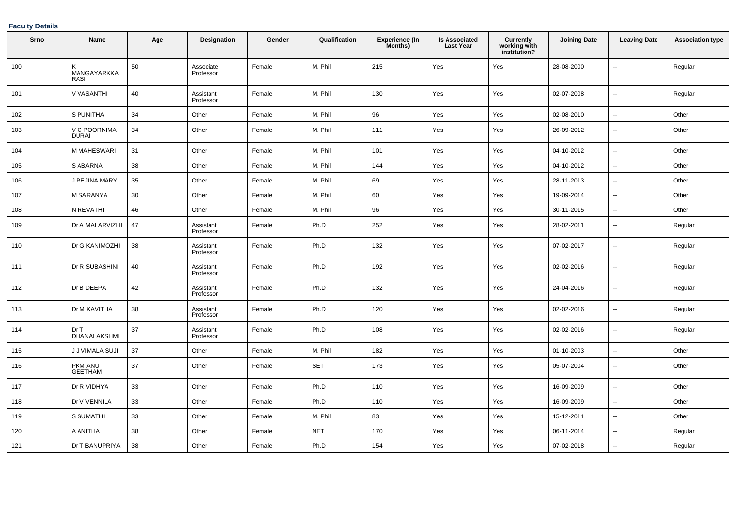**Faculty Details**

| Srno | Name | Age | Designation | Gender | Qualification | Experience (In Months) | Is Associated Last Year | Currently working with institution? | Joining Date | Leaving Date | Association type |
|---|---|---|---|---|---|---|---|---|---|---|---|
| 100 | K MANGAYARKKA RASI | 50 | Associate Professor | Female | M. Phil | 215 | Yes | Yes | 28-08-2000 | -- | Regular |
| 101 | V VASANTHI | 40 | Assistant Professor | Female | M. Phil | 130 | Yes | Yes | 02-07-2008 | -- | Regular |
| 102 | S PUNITHA | 34 | Other | Female | M. Phil | 96 | Yes | Yes | 02-08-2010 | -- | Other |
| 103 | V C POORNIMA DURAI | 34 | Other | Female | M. Phil | 111 | Yes | Yes | 26-09-2012 | -- | Other |
| 104 | M MAHESWARI | 31 | Other | Female | M. Phil | 101 | Yes | Yes | 04-10-2012 | -- | Other |
| 105 | S ABARNA | 38 | Other | Female | M. Phil | 144 | Yes | Yes | 04-10-2012 | -- | Other |
| 106 | J REJINA MARY | 35 | Other | Female | M. Phil | 69 | Yes | Yes | 28-11-2013 | -- | Other |
| 107 | M SARANYA | 30 | Other | Female | M. Phil | 60 | Yes | Yes | 19-09-2014 | -- | Other |
| 108 | N REVATHI | 46 | Other | Female | M. Phil | 96 | Yes | Yes | 30-11-2015 | -- | Other |
| 109 | Dr A MALARVIZHI | 47 | Assistant Professor | Female | Ph.D | 252 | Yes | Yes | 28-02-2011 | -- | Regular |
| 110 | Dr G KANIMOZHI | 38 | Assistant Professor | Female | Ph.D | 132 | Yes | Yes | 07-02-2017 | -- | Regular |
| 111 | Dr R SUBASHINI | 40 | Assistant Professor | Female | Ph.D | 192 | Yes | Yes | 02-02-2016 | -- | Regular |
| 112 | Dr B DEEPA | 42 | Assistant Professor | Female | Ph.D | 132 | Yes | Yes | 24-04-2016 | -- | Regular |
| 113 | Dr M KAVITHA | 38 | Assistant Professor | Female | Ph.D | 120 | Yes | Yes | 02-02-2016 | -- | Regular |
| 114 | Dr T DHANALAKSHMI | 37 | Assistant Professor | Female | Ph.D | 108 | Yes | Yes | 02-02-2016 | -- | Regular |
| 115 | J J VIMALA SUJI | 37 | Other | Female | M. Phil | 182 | Yes | Yes | 01-10-2003 | -- | Other |
| 116 | PKM ANU GEETHAM | 37 | Other | Female | SET | 173 | Yes | Yes | 05-07-2004 | -- | Other |
| 117 | Dr R VIDHYA | 33 | Other | Female | Ph.D | 110 | Yes | Yes | 16-09-2009 | -- | Other |
| 118 | Dr V VENNILA | 33 | Other | Female | Ph.D | 110 | Yes | Yes | 16-09-2009 | -- | Other |
| 119 | S SUMATHI | 33 | Other | Female | M. Phil | 83 | Yes | Yes | 15-12-2011 | -- | Other |
| 120 | A ANITHA | 38 | Other | Female | NET | 170 | Yes | Yes | 06-11-2014 | -- | Regular |
| 121 | Dr T BANUPRIYA | 38 | Other | Female | Ph.D | 154 | Yes | Yes | 07-02-2018 | -- | Regular |